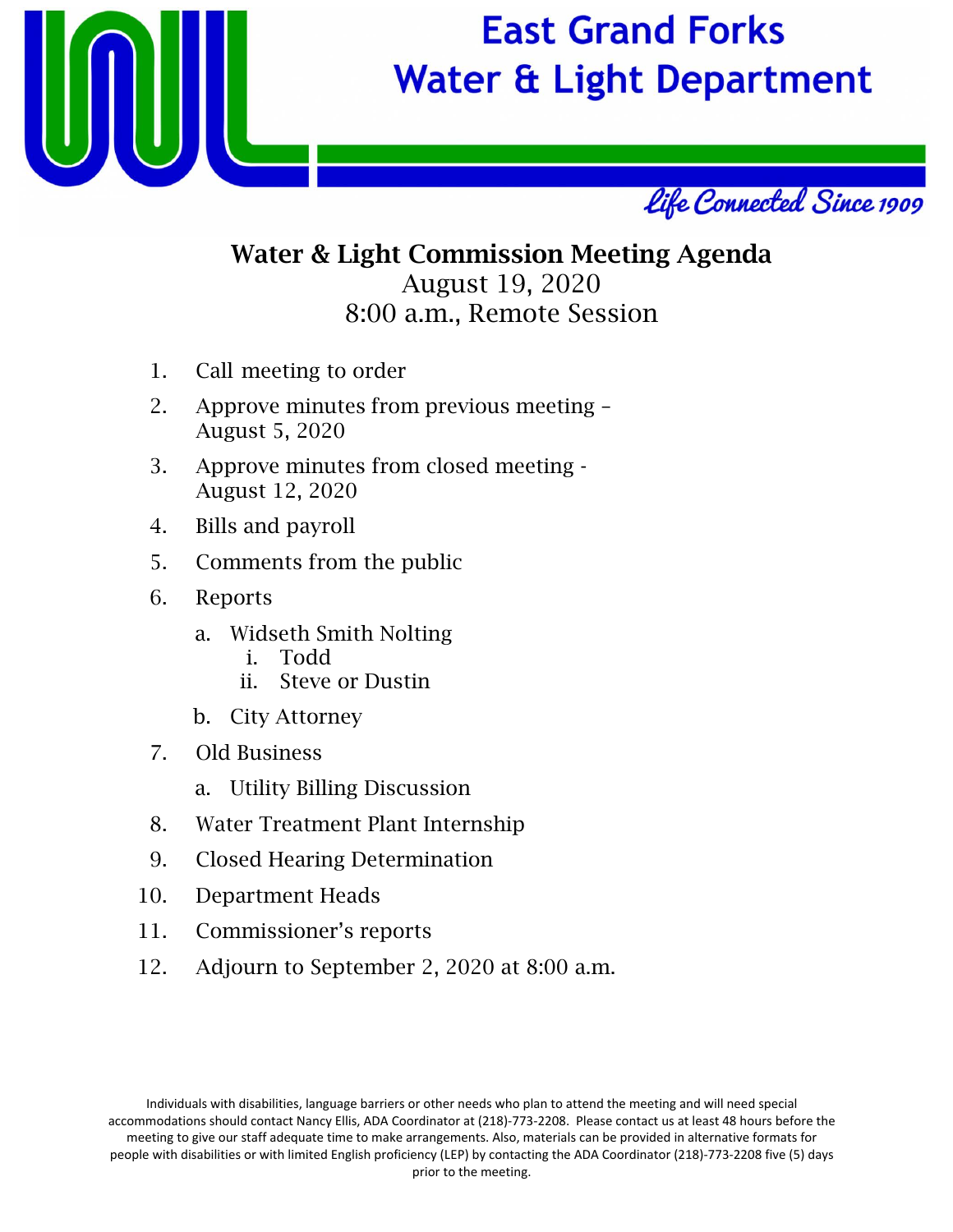# East Grand Forks Water & Light Department

*Life Connected Since 1909*

## Water & Light Commission Meeting Agenda

August 19, 2020
8:00 a.m., Remote Session

1. Call meeting to order
2. Approve minutes from previous meeting – August 5, 2020
3. Approve minutes from closed meeting - August 12, 2020
4. Bills and payroll
5. Comments from the public
6. Reports
   a. Widseth Smith Nolting
      i. Todd
      ii. Steve or Dustin
   b. City Attorney
7. Old Business
   a. Utility Billing Discussion
8. Water Treatment Plant Internship
9. Closed Hearing Determination
10. Department Heads
11. Commissioner's reports
12. Adjourn to September 2, 2020 at 8:00 a.m.

Individuals with disabilities, language barriers or other needs who plan to attend the meeting and will need special accommodations should contact Nancy Ellis, ADA Coordinator at (218)-773-2208. Please contact us at least 48 hours before the meeting to give our staff adequate time to make arrangements. Also, materials can be provided in alternative formats for people with disabilities or with limited English proficiency (LEP) by contacting the ADA Coordinator (218)-773-2208 five (5) days prior to the meeting.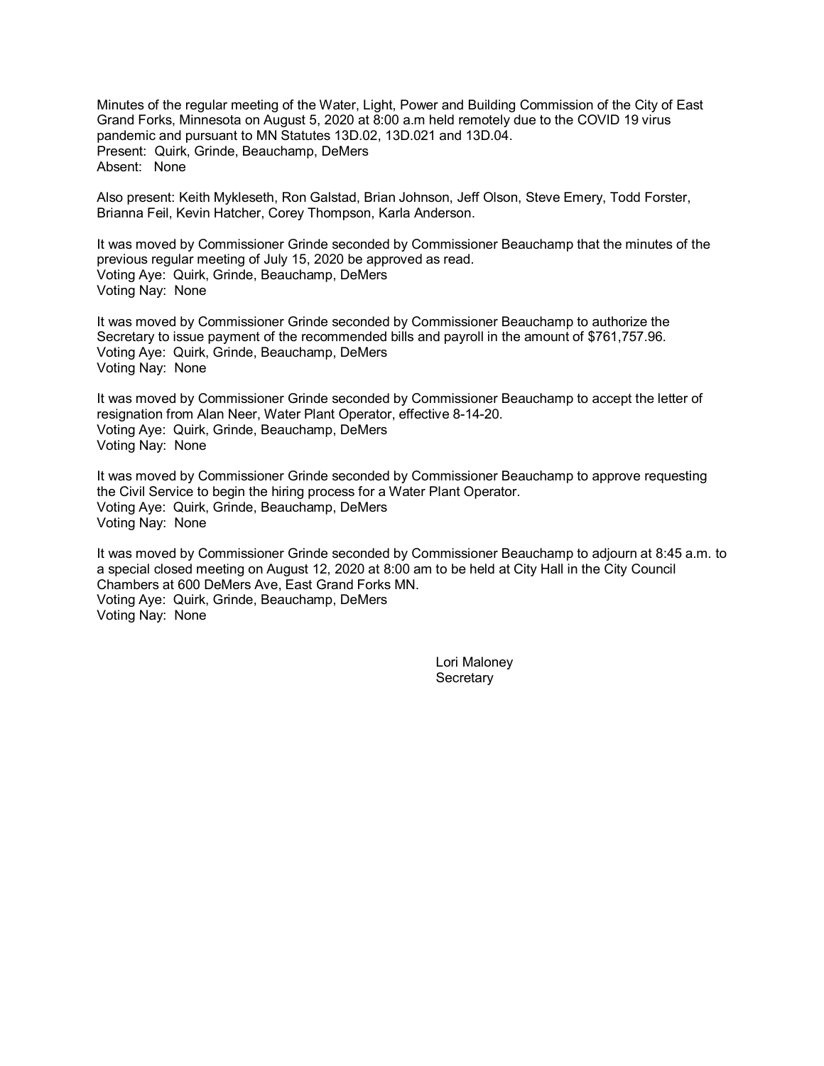Minutes of the regular meeting of the Water, Light, Power and Building Commission of the City of East Grand Forks, Minnesota on August 5, 2020 at 8:00 a.m held remotely due to the COVID 19 virus pandemic and pursuant to MN Statutes 13D.02, 13D.021 and 13D.04.
Present: Quirk, Grinde, Beauchamp, DeMers
Absent: None

Also present: Keith Mykleseth, Ron Galstad, Brian Johnson, Jeff Olson, Steve Emery, Todd Forster, Brianna Feil, Kevin Hatcher, Corey Thompson, Karla Anderson.

It was moved by Commissioner Grinde seconded by Commissioner Beauchamp that the minutes of the previous regular meeting of July 15, 2020 be approved as read.
Voting Aye: Quirk, Grinde, Beauchamp, DeMers
Voting Nay: None

It was moved by Commissioner Grinde seconded by Commissioner Beauchamp to authorize the Secretary to issue payment of the recommended bills and payroll in the amount of $761,757.96.
Voting Aye: Quirk, Grinde, Beauchamp, DeMers
Voting Nay: None

It was moved by Commissioner Grinde seconded by Commissioner Beauchamp to accept the letter of resignation from Alan Neer, Water Plant Operator, effective 8-14-20.
Voting Aye: Quirk, Grinde, Beauchamp, DeMers
Voting Nay: None

It was moved by Commissioner Grinde seconded by Commissioner Beauchamp to approve requesting the Civil Service to begin the hiring process for a Water Plant Operator.
Voting Aye: Quirk, Grinde, Beauchamp, DeMers
Voting Nay: None

It was moved by Commissioner Grinde seconded by Commissioner Beauchamp to adjourn at 8:45 a.m. to a special closed meeting on August 12, 2020 at 8:00 am to be held at City Hall in the City Council Chambers at 600 DeMers Ave, East Grand Forks MN.
Voting Aye: Quirk, Grinde, Beauchamp, DeMers
Voting Nay: None

Lori Maloney
Secretary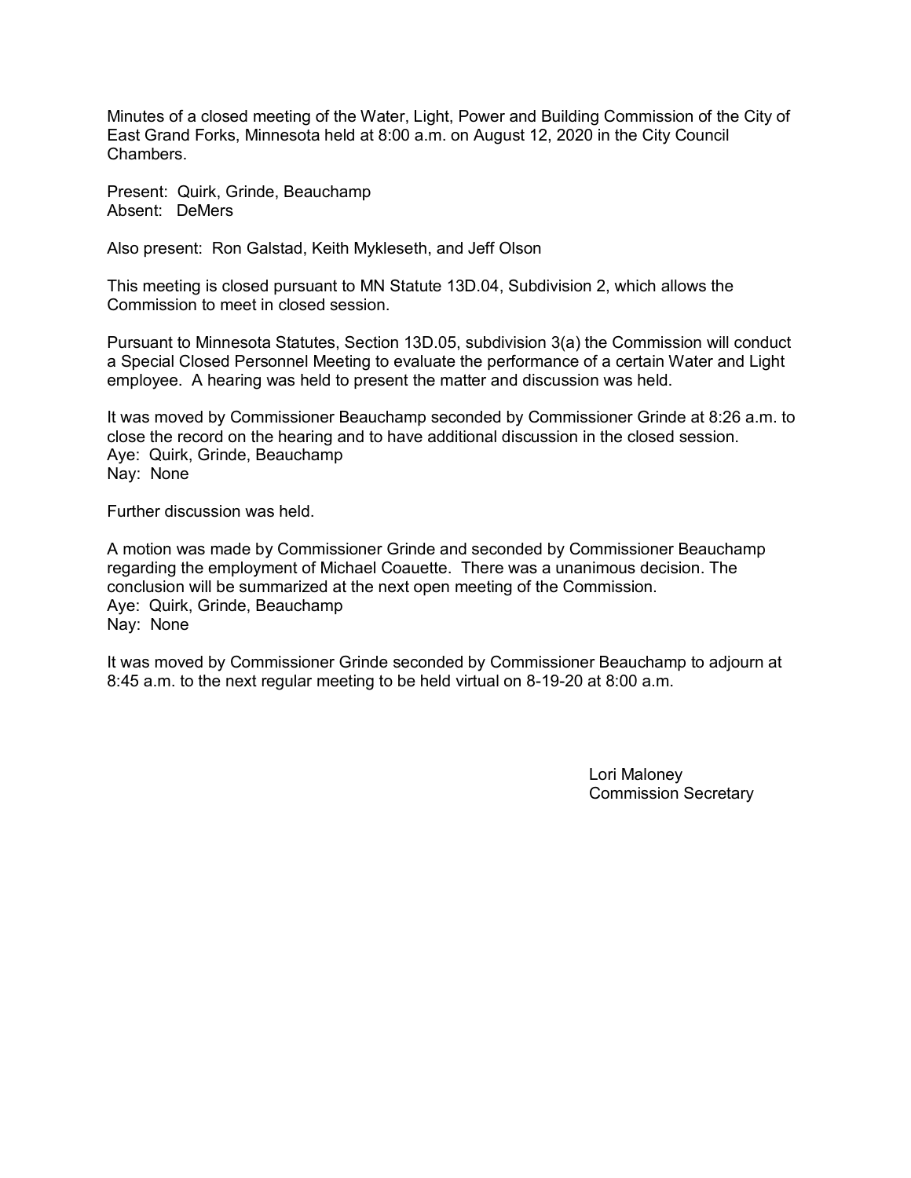Minutes of a closed meeting of the Water, Light, Power and Building Commission of the City of East Grand Forks, Minnesota held at 8:00 a.m. on August 12, 2020 in the City Council Chambers.

Present: Quirk, Grinde, Beauchamp
Absent: DeMers

Also present: Ron Galstad, Keith Mykleseth, and Jeff Olson

This meeting is closed pursuant to MN Statute 13D.04, Subdivision 2, which allows the Commission to meet in closed session.

Pursuant to Minnesota Statutes, Section 13D.05, subdivision 3(a) the Commission will conduct a Special Closed Personnel Meeting to evaluate the performance of a certain Water and Light employee. A hearing was held to present the matter and discussion was held.

It was moved by Commissioner Beauchamp seconded by Commissioner Grinde at 8:26 a.m. to close the record on the hearing and to have additional discussion in the closed session.
Aye: Quirk, Grinde, Beauchamp
Nay: None

Further discussion was held.

A motion was made by Commissioner Grinde and seconded by Commissioner Beauchamp regarding the employment of Michael Coauette. There was a unanimous decision. The conclusion will be summarized at the next open meeting of the Commission.
Aye: Quirk, Grinde, Beauchamp
Nay: None

It was moved by Commissioner Grinde seconded by Commissioner Beauchamp to adjourn at 8:45 a.m. to the next regular meeting to be held virtual on 8-19-20 at 8:00 a.m.

Lori Maloney
Commission Secretary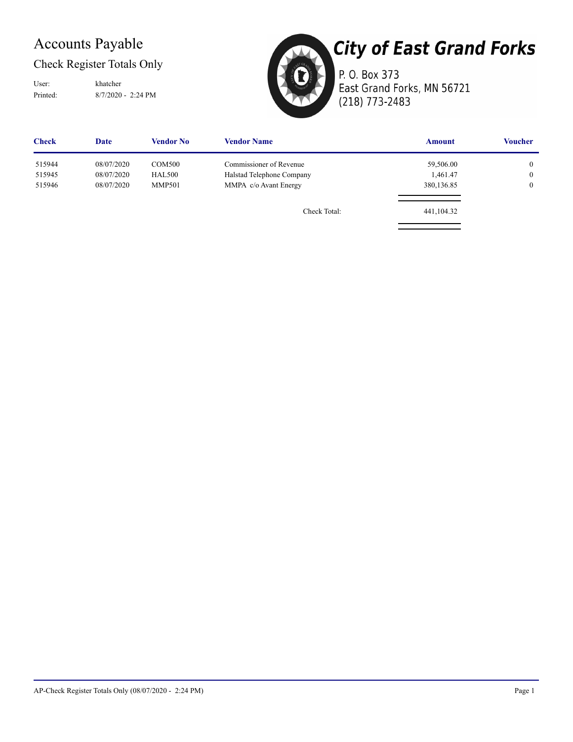# Accounts Payable

## Check Register Totals Only

User: khatcher
Printed: 8/7/2020 - 2:24 PM

**City of East Grand Forks**
P. O. Box 373
East Grand Forks, MN 56721
(218) 773-2483

| Check | Date | Vendor No | Vendor Name | Amount | Voucher |
|---|---|---|---|---|---|
| 515944 | 08/07/2020 | COM500 | Commissioner of Revenue | 59,506.00 | 0 |
| 515945 | 08/07/2020 | HAL500 | Halstad Telephone Company | 1,461.47 | 0 |
| 515946 | 08/07/2020 | MMP501 | MMPA c/o Avant Energy | 380,136.85 | 0 |
| | | | Check Total: | 441,104.32 | |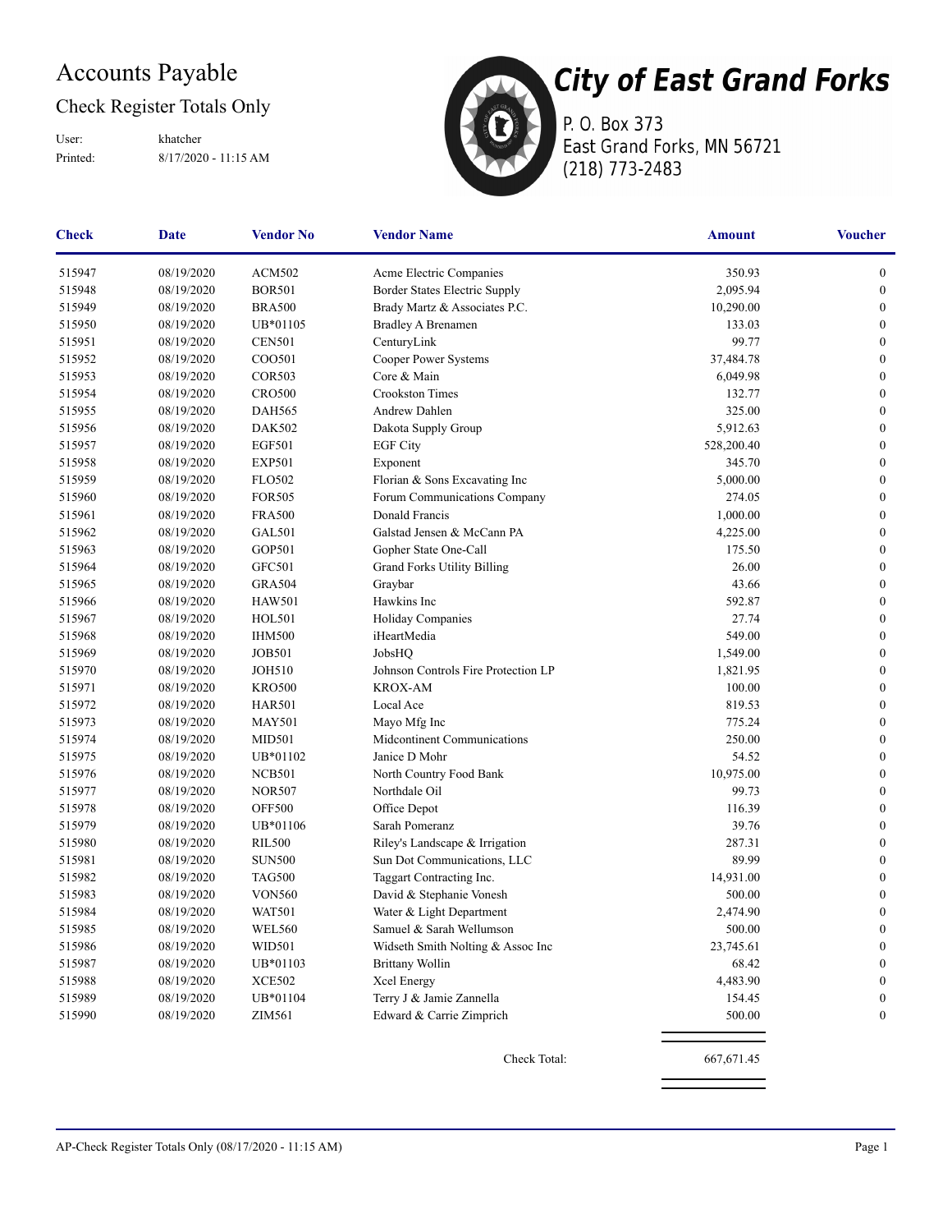# Accounts Payable

## Check Register Totals Only

User: khatcher
Printed: 8/17/2020 - 11:15 AM

**City of East Grand Forks**
P. O. Box 373
East Grand Forks, MN 56721
(218) 773-2483

| Check | Date | Vendor No | Vendor Name | Amount | Voucher |
|---|---|---|---|---|---|
| 515947 | 08/19/2020 | ACM502 | Acme Electric Companies | 350.93 | 0 |
| 515948 | 08/19/2020 | BOR501 | Border States Electric Supply | 2,095.94 | 0 |
| 515949 | 08/19/2020 | BRA500 | Brady Martz & Associates P.C. | 10,290.00 | 0 |
| 515950 | 08/19/2020 | UB*01105 | Bradley A Brenamen | 133.03 | 0 |
| 515951 | 08/19/2020 | CEN501 | CenturyLink | 99.77 | 0 |
| 515952 | 08/19/2020 | COO501 | Cooper Power Systems | 37,484.78 | 0 |
| 515953 | 08/19/2020 | COR503 | Core & Main | 6,049.98 | 0 |
| 515954 | 08/19/2020 | CRO500 | Crookston Times | 132.77 | 0 |
| 515955 | 08/19/2020 | DAH565 | Andrew Dahlen | 325.00 | 0 |
| 515956 | 08/19/2020 | DAK502 | Dakota Supply Group | 5,912.63 | 0 |
| 515957 | 08/19/2020 | EGF501 | EGF City | 528,200.40 | 0 |
| 515958 | 08/19/2020 | EXP501 | Exponent | 345.70 | 0 |
| 515959 | 08/19/2020 | FLO502 | Florian & Sons Excavating Inc | 5,000.00 | 0 |
| 515960 | 08/19/2020 | FOR505 | Forum Communications Company | 274.05 | 0 |
| 515961 | 08/19/2020 | FRA500 | Donald Francis | 1,000.00 | 0 |
| 515962 | 08/19/2020 | GAL501 | Galstad Jensen & McCann PA | 4,225.00 | 0 |
| 515963 | 08/19/2020 | GOP501 | Gopher State One-Call | 175.50 | 0 |
| 515964 | 08/19/2020 | GFC501 | Grand Forks Utility Billing | 26.00 | 0 |
| 515965 | 08/19/2020 | GRA504 | Graybar | 43.66 | 0 |
| 515966 | 08/19/2020 | HAW501 | Hawkins Inc | 592.87 | 0 |
| 515967 | 08/19/2020 | HOL501 | Holiday Companies | 27.74 | 0 |
| 515968 | 08/19/2020 | IHM500 | iHeartMedia | 549.00 | 0 |
| 515969 | 08/19/2020 | JOB501 | JobsHQ | 1,549.00 | 0 |
| 515970 | 08/19/2020 | JOH510 | Johnson Controls Fire Protection LP | 1,821.95 | 0 |
| 515971 | 08/19/2020 | KRO500 | KROX-AM | 100.00 | 0 |
| 515972 | 08/19/2020 | HAR501 | Local Ace | 819.53 | 0 |
| 515973 | 08/19/2020 | MAY501 | Mayo Mfg Inc | 775.24 | 0 |
| 515974 | 08/19/2020 | MID501 | Midcontinent Communications | 250.00 | 0 |
| 515975 | 08/19/2020 | UB*01102 | Janice D Mohr | 54.52 | 0 |
| 515976 | 08/19/2020 | NCB501 | North Country Food Bank | 10,975.00 | 0 |
| 515977 | 08/19/2020 | NOR507 | Northdale Oil | 99.73 | 0 |
| 515978 | 08/19/2020 | OFF500 | Office Depot | 116.39 | 0 |
| 515979 | 08/19/2020 | UB*01106 | Sarah Pomeranz | 39.76 | 0 |
| 515980 | 08/19/2020 | RIL500 | Riley's Landscape & Irrigation | 287.31 | 0 |
| 515981 | 08/19/2020 | SUN500 | Sun Dot Communications, LLC | 89.99 | 0 |
| 515982 | 08/19/2020 | TAG500 | Taggart Contracting Inc. | 14,931.00 | 0 |
| 515983 | 08/19/2020 | VON560 | David & Stephanie Vonesh | 500.00 | 0 |
| 515984 | 08/19/2020 | WAT501 | Water & Light Department | 2,474.90 | 0 |
| 515985 | 08/19/2020 | WEL560 | Samuel & Sarah Wellumson | 500.00 | 0 |
| 515986 | 08/19/2020 | WID501 | Widseth Smith Nolting & Assoc Inc | 23,745.61 | 0 |
| 515987 | 08/19/2020 | UB*01103 | Brittany Wollin | 68.42 | 0 |
| 515988 | 08/19/2020 | XCE502 | Xcel Energy | 4,483.90 | 0 |
| 515989 | 08/19/2020 | UB*01104 | Terry J & Jamie Zannella | 154.45 | 0 |
| 515990 | 08/19/2020 | ZIM561 | Edward & Carrie Zimprich | 500.00 | 0 |
| | | | Check Total: | 667,671.45 | |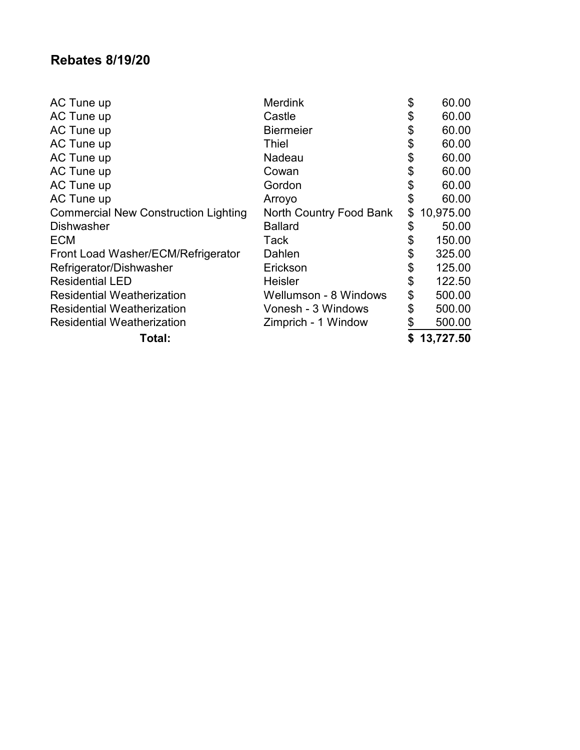## Rebates 8/19/20

| | | |
|---|---|---|
| AC Tune up | Merdink | $ 60.00 |
| AC Tune up | Castle | $ 60.00 |
| AC Tune up | Biermeier | $ 60.00 |
| AC Tune up | Thiel | $ 60.00 |
| AC Tune up | Nadeau | $ 60.00 |
| AC Tune up | Cowan | $ 60.00 |
| AC Tune up | Gordon | $ 60.00 |
| AC Tune up | Arroyo | $ 60.00 |
| Commercial New Construction Lighting | North Country Food Bank | $ 10,975.00 |
| Dishwasher | Ballard | $ 50.00 |
| ECM | Tack | $ 150.00 |
| Front Load Washer/ECM/Refrigerator | Dahlen | $ 325.00 |
| Refrigerator/Dishwasher | Erickson | $ 125.00 |
| Residential LED | Heisler | $ 122.50 |
| Residential Weatherization | Wellumson - 8 Windows | $ 500.00 |
| Residential Weatherization | Vonesh - 3 Windows | $ 500.00 |
| Residential Weatherization | Zimprich - 1 Window | $ 500.00 |
| **Total:** | | **$ 13,727.50** |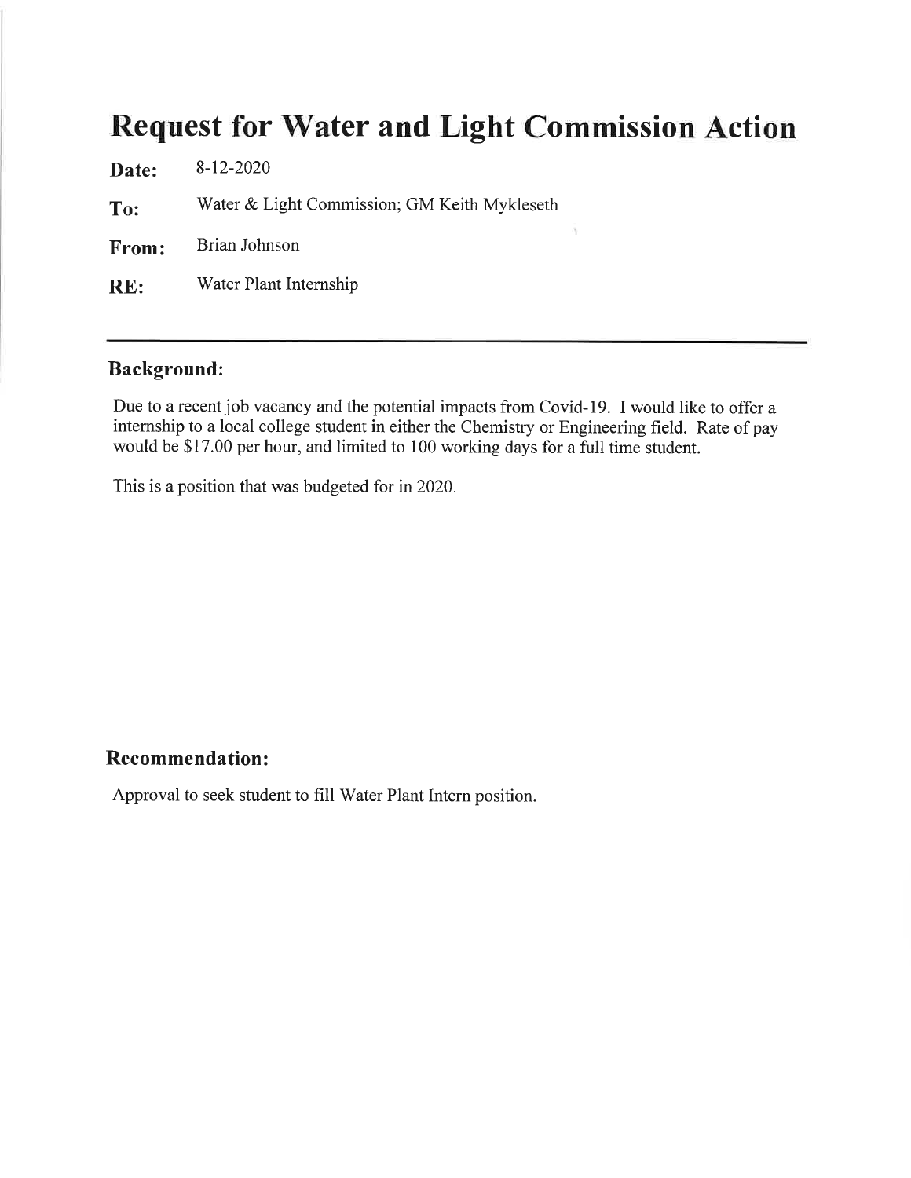# Request for Water and Light Commission Action

**Date:** 8-12-2020

**To:** Water & Light Commission; GM Keith Mykleseth

**From:** Brian Johnson

**RE:** Water Plant Internship

---

## Background:

Due to a recent job vacancy and the potential impacts from Covid-19. I would like to offer a internship to a local college student in either the Chemistry or Engineering field. Rate of pay would be $17.00 per hour, and limited to 100 working days for a full time student.

This is a position that was budgeted for in 2020.

## Recommendation:

Approval to seek student to fill Water Plant Intern position.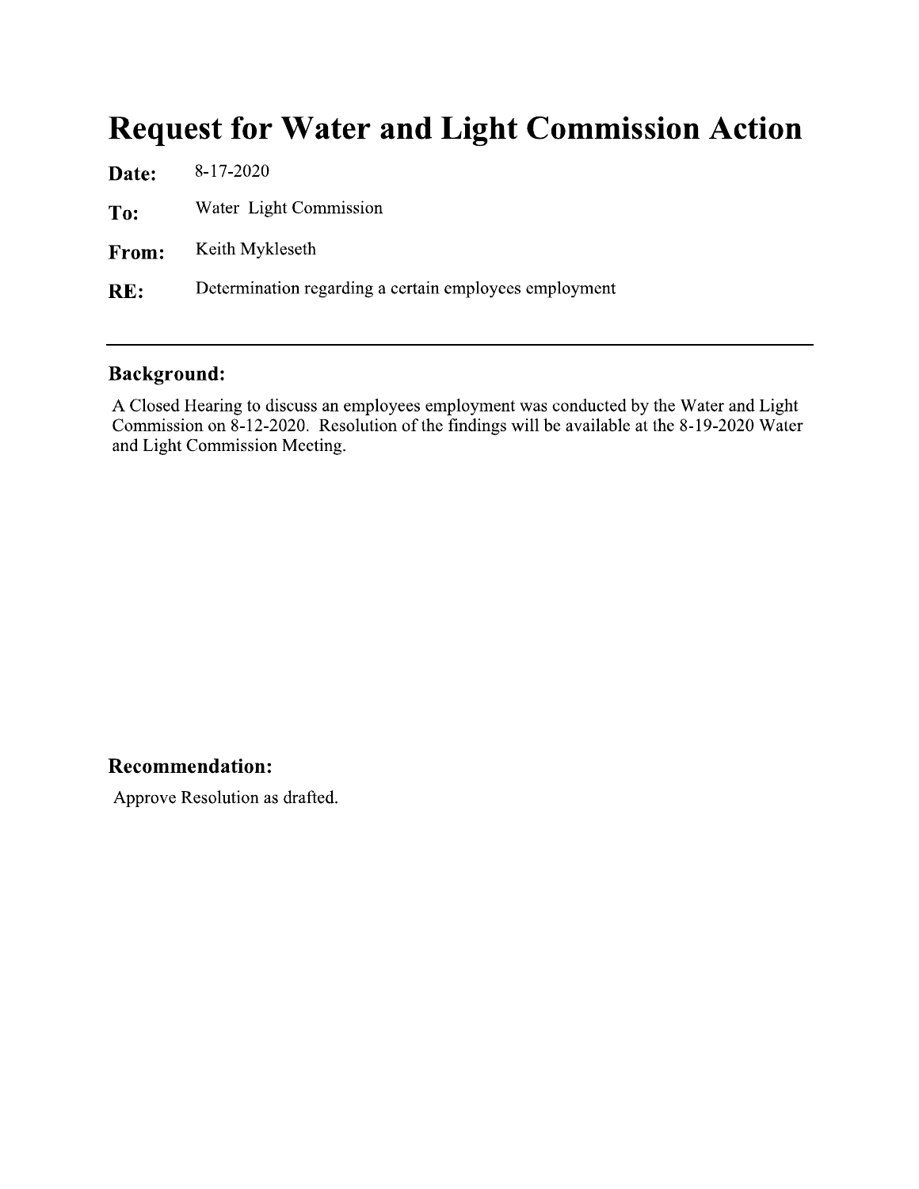# Request for Water and Light Commission Action

**Date:** 8-17-2020

**To:** Water Light Commission

**From:** Keith Mykleseth

**RE:** Determination regarding a certain employees employment

---

## Background:

A Closed Hearing to discuss an employees employment was conducted by the Water and Light Commission on 8-12-2020. Resolution of the findings will be available at the 8-19-2020 Water and Light Commission Meeting.

## Recommendation:

Approve Resolution as drafted.